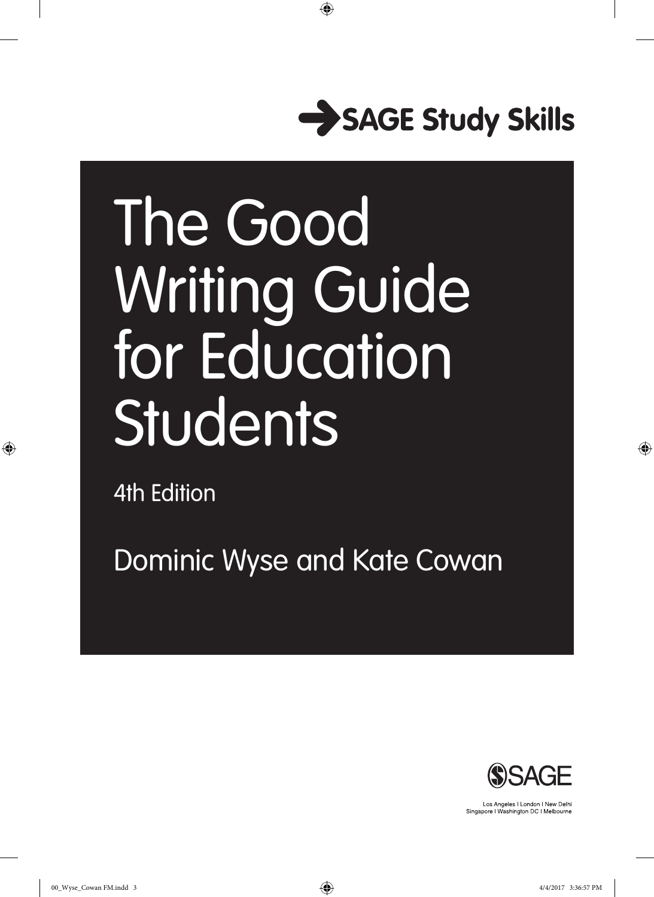SAGE Study Skills

# The Good Writing Guide for Education Students

4th Edition

Dominic Wyse and Kate Cowan

SAGE

Los Angeles | London | New Delhi
Singapore | Washington DC | Melbourne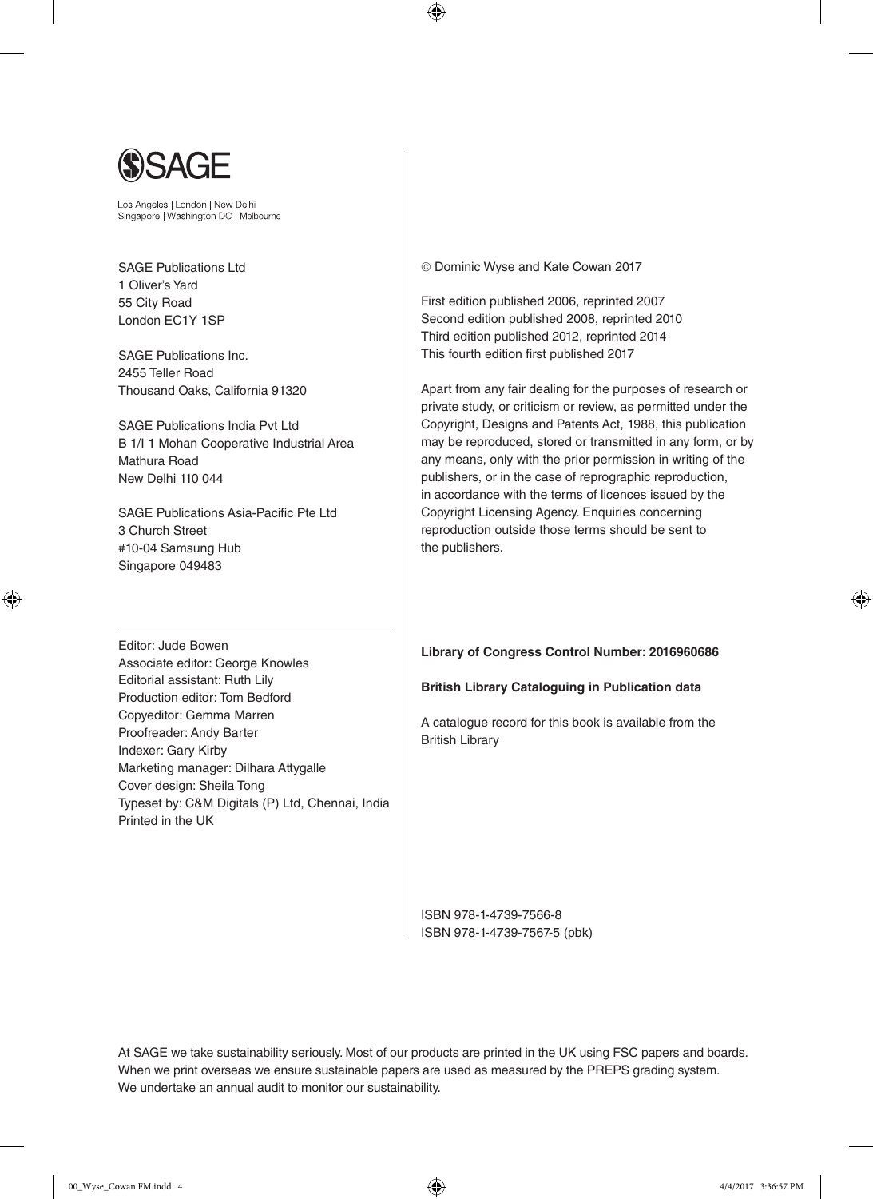SAGE

Los Angeles | London | New Delhi
Singapore | Washington DC | Melbourne

SAGE Publications Ltd
1 Oliver's Yard
55 City Road
London EC1Y 1SP

SAGE Publications Inc.
2455 Teller Road
Thousand Oaks, California 91320

SAGE Publications India Pvt Ltd
B 1/I 1 Mohan Cooperative Industrial Area
Mathura Road
New Delhi 110 044

SAGE Publications Asia-Pacific Pte Ltd
3 Church Street
#10-04 Samsung Hub
Singapore 049483

---

Editor: Jude Bowen
Associate editor: George Knowles
Editorial assistant: Ruth Lily
Production editor: Tom Bedford
Copyeditor: Gemma Marren
Proofreader: Andy Barter
Indexer: Gary Kirby
Marketing manager: Dilhara Attygalle
Cover design: Sheila Tong
Typeset by: C&M Digitals (P) Ltd, Chennai, India
Printed in the UK

© Dominic Wyse and Kate Cowan 2017

First edition published 2006, reprinted 2007
Second edition published 2008, reprinted 2010
Third edition published 2012, reprinted 2014
This fourth edition first published 2017

Apart from any fair dealing for the purposes of research or private study, or criticism or review, as permitted under the Copyright, Designs and Patents Act, 1988, this publication may be reproduced, stored or transmitted in any form, or by any means, only with the prior permission in writing of the publishers, or in the case of reprographic reproduction, in accordance with the terms of licences issued by the Copyright Licensing Agency. Enquiries concerning reproduction outside those terms should be sent to the publishers.

**Library of Congress Control Number: 2016960686**

**British Library Cataloguing in Publication data**

A catalogue record for this book is available from the British Library

ISBN 978-1-4739-7566-8
ISBN 978-1-4739-7567-5 (pbk)

At SAGE we take sustainability seriously. Most of our products are printed in the UK using FSC papers and boards. When we print overseas we ensure sustainable papers are used as measured by the PREPS grading system. We undertake an annual audit to monitor our sustainability.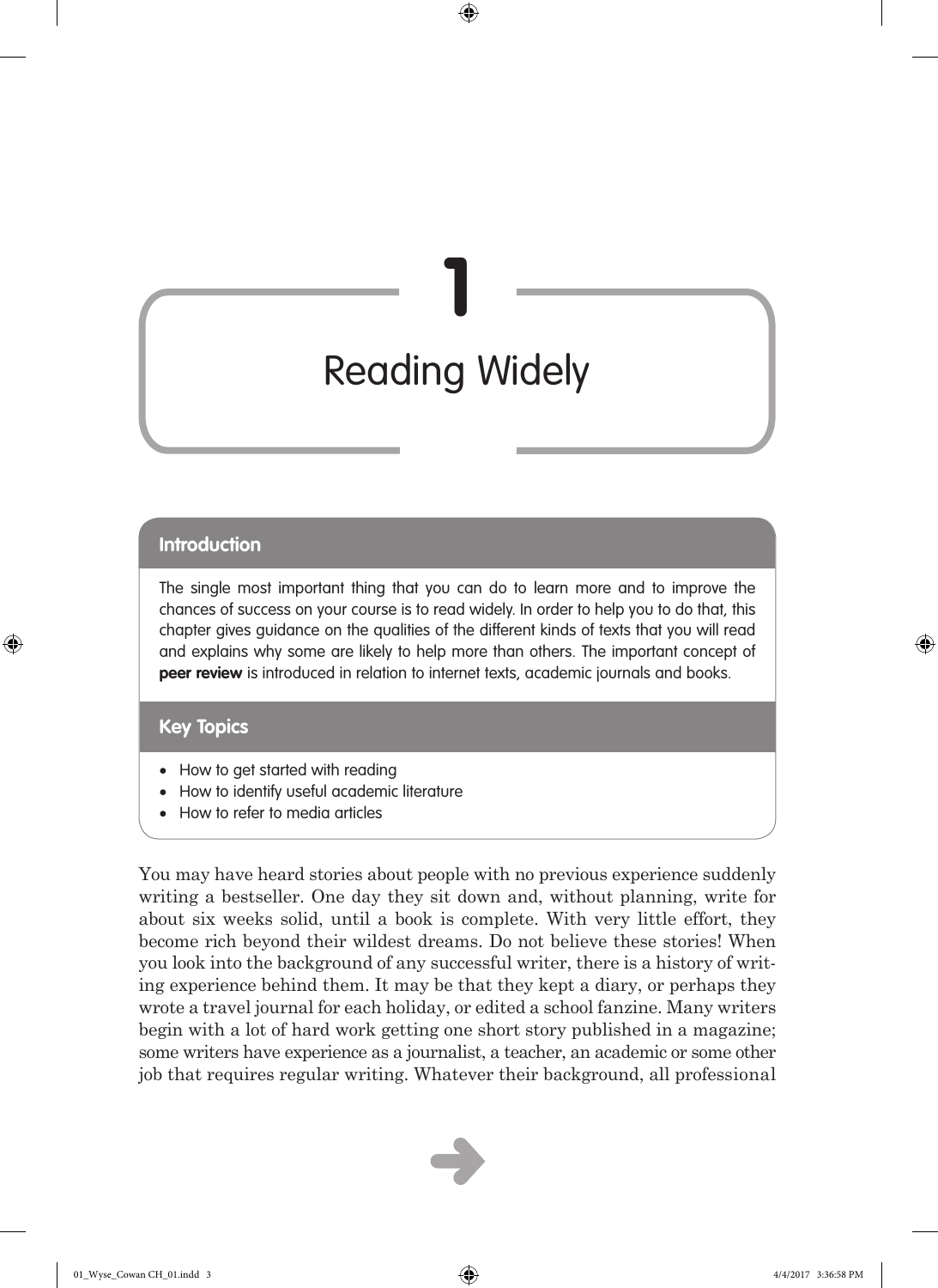# 1 Reading Widely

## Introduction

The single most important thing that you can do to learn more and to improve the chances of success on your course is to read widely. In order to help you to do that, this chapter gives guidance on the qualities of the different kinds of texts that you will read and explains why some are likely to help more than others. The important concept of **peer review** is introduced in relation to internet texts, academic journals and books.

## Key Topics

- How to get started with reading
- How to identify useful academic literature
- How to refer to media articles

You may have heard stories about people with no previous experience suddenly writing a bestseller. One day they sit down and, without planning, write for about six weeks solid, until a book is complete. With very little effort, they become rich beyond their wildest dreams. Do not believe these stories! When you look into the background of any successful writer, there is a history of writing experience behind them. It may be that they kept a diary, or perhaps they wrote a travel journal for each holiday, or edited a school fanzine. Many writers begin with a lot of hard work getting one short story published in a magazine; some writers have experience as a journalist, a teacher, an academic or some other job that requires regular writing. Whatever their background, all professional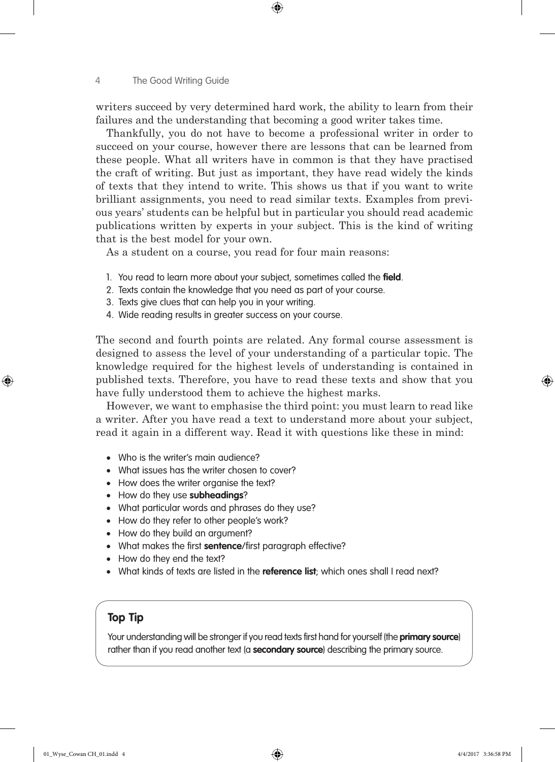writers succeed by very determined hard work, the ability to learn from their failures and the understanding that becoming a good writer takes time.

Thankfully, you do not have to become a professional writer in order to succeed on your course, however there are lessons that can be learned from these people. What all writers have in common is that they have practised the craft of writing. But just as important, they have read widely the kinds of texts that they intend to write. This shows us that if you want to write brilliant assignments, you need to read similar texts. Examples from previous years' students can be helpful but in particular you should read academic publications written by experts in your subject. This is the kind of writing that is the best model for your own.

As a student on a course, you read for four main reasons:

1. You read to learn more about your subject, sometimes called the **field**.
2. Texts contain the knowledge that you need as part of your course.
3. Texts give clues that can help you in your writing.
4. Wide reading results in greater success on your course.

The second and fourth points are related. Any formal course assessment is designed to assess the level of your understanding of a particular topic. The knowledge required for the highest levels of understanding is contained in published texts. Therefore, you have to read these texts and show that you have fully understood them to achieve the highest marks.

However, we want to emphasise the third point: you must learn to read like a writer. After you have read a text to understand more about your subject, read it again in a different way. Read it with questions like these in mind:

- Who is the writer's main audience?
- What issues has the writer chosen to cover?
- How does the writer organise the text?
- How do they use **subheadings**?
- What particular words and phrases do they use?
- How do they refer to other people's work?
- How do they build an argument?
- What makes the first **sentence**/first paragraph effective?
- How do they end the text?
- What kinds of texts are listed in the **reference list**; which ones shall I read next?

> **Top Tip**
>
> Your understanding will be stronger if you read texts first hand for yourself (the **primary source**) rather than if you read another text (a **secondary source**) describing the primary source.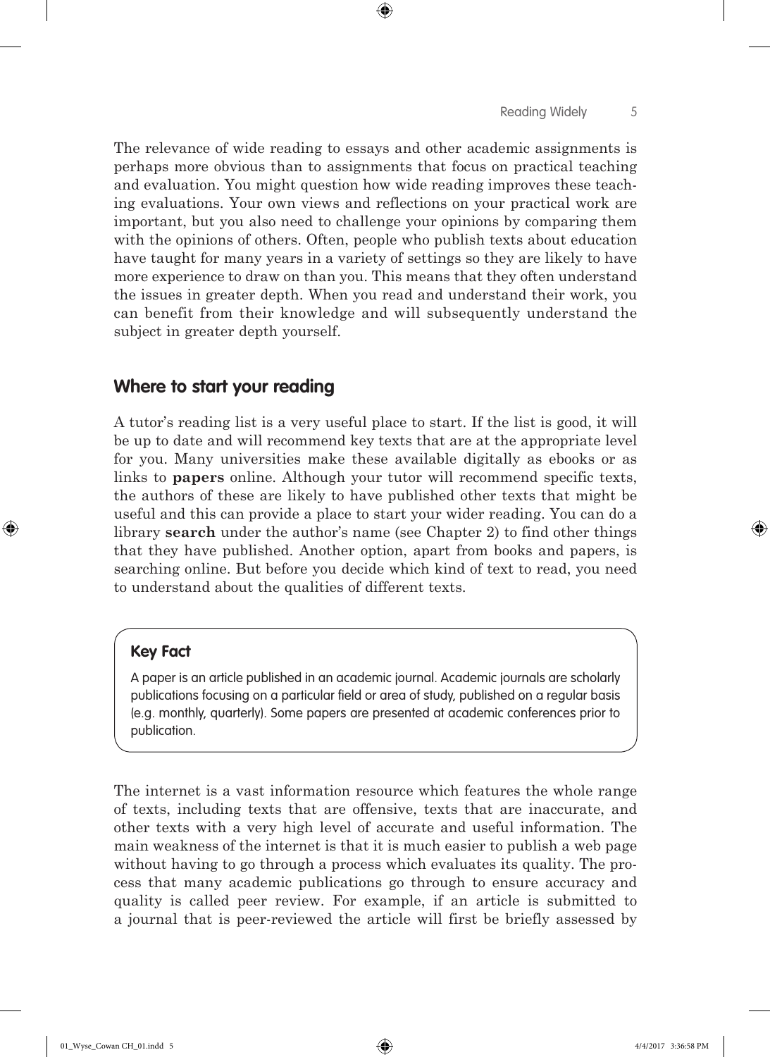The relevance of wide reading to essays and other academic assignments is perhaps more obvious than to assignments that focus on practical teaching and evaluation. You might question how wide reading improves these teaching evaluations. Your own views and reflections on your practical work are important, but you also need to challenge your opinions by comparing them with the opinions of others. Often, people who publish texts about education have taught for many years in a variety of settings so they are likely to have more experience to draw on than you. This means that they often understand the issues in greater depth. When you read and understand their work, you can benefit from their knowledge and will subsequently understand the subject in greater depth yourself.

## Where to start your reading

A tutor's reading list is a very useful place to start. If the list is good, it will be up to date and will recommend key texts that are at the appropriate level for you. Many universities make these available digitally as ebooks or as links to **papers** online. Although your tutor will recommend specific texts, the authors of these are likely to have published other texts that might be useful and this can provide a place to start your wider reading. You can do a library **search** under the author's name (see Chapter 2) to find other things that they have published. Another option, apart from books and papers, is searching online. But before you decide which kind of text to read, you need to understand about the qualities of different texts.

> **Key Fact**
>
> A paper is an article published in an academic journal. Academic journals are scholarly publications focusing on a particular field or area of study, published on a regular basis (e.g. monthly, quarterly). Some papers are presented at academic conferences prior to publication.

The internet is a vast information resource which features the whole range of texts, including texts that are offensive, texts that are inaccurate, and other texts with a very high level of accurate and useful information. The main weakness of the internet is that it is much easier to publish a web page without having to go through a process which evaluates its quality. The process that many academic publications go through to ensure accuracy and quality is called peer review. For example, if an article is submitted to a journal that is peer-reviewed the article will first be briefly assessed by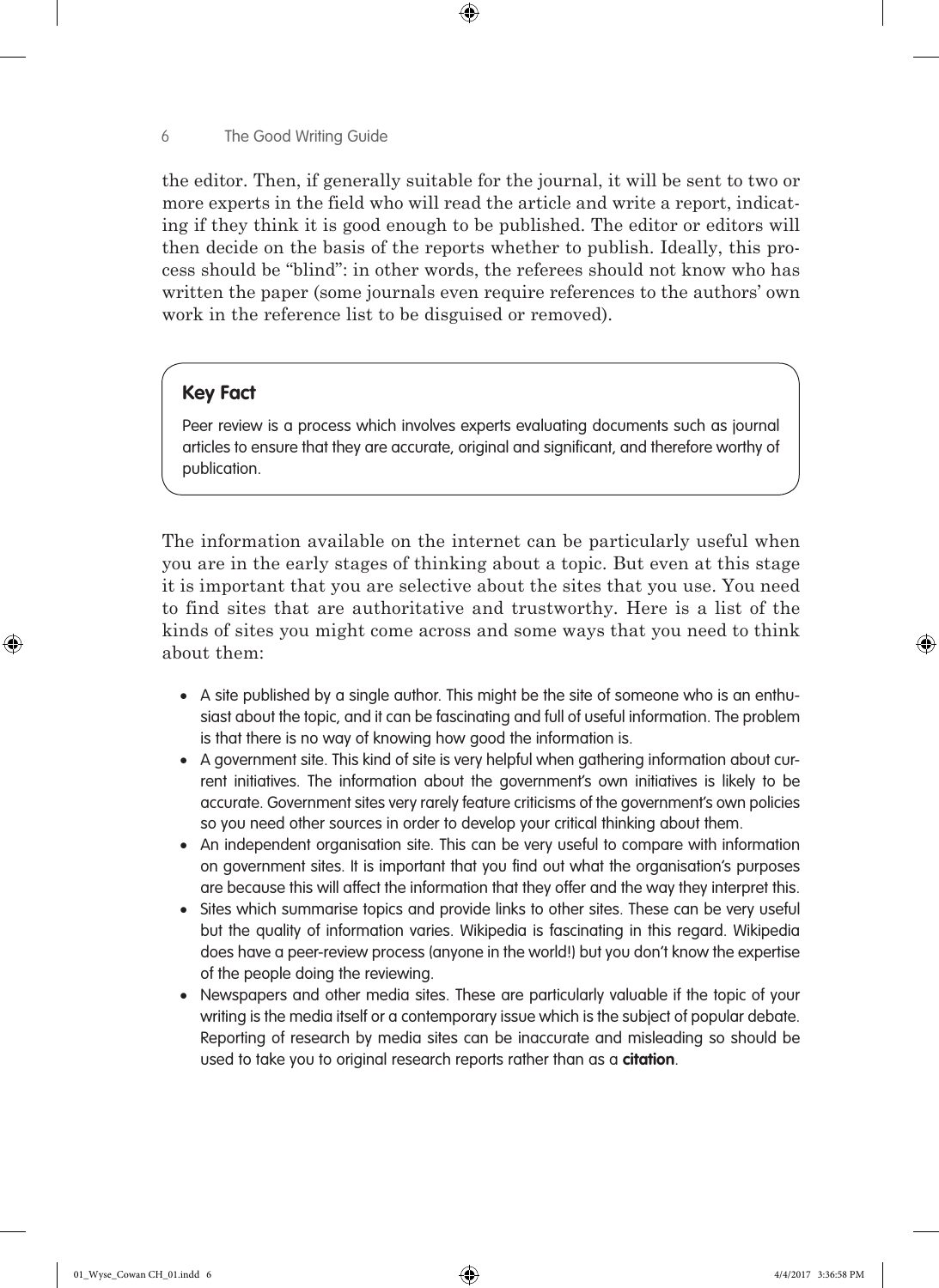the editor. Then, if generally suitable for the journal, it will be sent to two or more experts in the field who will read the article and write a report, indicating if they think it is good enough to be published. The editor or editors will then decide on the basis of the reports whether to publish. Ideally, this process should be "blind": in other words, the referees should not know who has written the paper (some journals even require references to the authors' own work in the reference list to be disguised or removed).

> **Key Fact**
>
> Peer review is a process which involves experts evaluating documents such as journal articles to ensure that they are accurate, original and significant, and therefore worthy of publication.

The information available on the internet can be particularly useful when you are in the early stages of thinking about a topic. But even at this stage it is important that you are selective about the sites that you use. You need to find sites that are authoritative and trustworthy. Here is a list of the kinds of sites you might come across and some ways that you need to think about them:

- A site published by a single author. This might be the site of someone who is an enthusiast about the topic, and it can be fascinating and full of useful information. The problem is that there is no way of knowing how good the information is.
- A government site. This kind of site is very helpful when gathering information about current initiatives. The information about the government's own initiatives is likely to be accurate. Government sites very rarely feature criticisms of the government's own policies so you need other sources in order to develop your critical thinking about them.
- An independent organisation site. This can be very useful to compare with information on government sites. It is important that you find out what the organisation's purposes are because this will affect the information that they offer and the way they interpret this.
- Sites which summarise topics and provide links to other sites. These can be very useful but the quality of information varies. Wikipedia is fascinating in this regard. Wikipedia does have a peer-review process (anyone in the world!) but you don't know the expertise of the people doing the reviewing.
- Newspapers and other media sites. These are particularly valuable if the topic of your writing is the media itself or a contemporary issue which is the subject of popular debate. Reporting of research by media sites can be inaccurate and misleading so should be used to take you to original research reports rather than as a **citation**.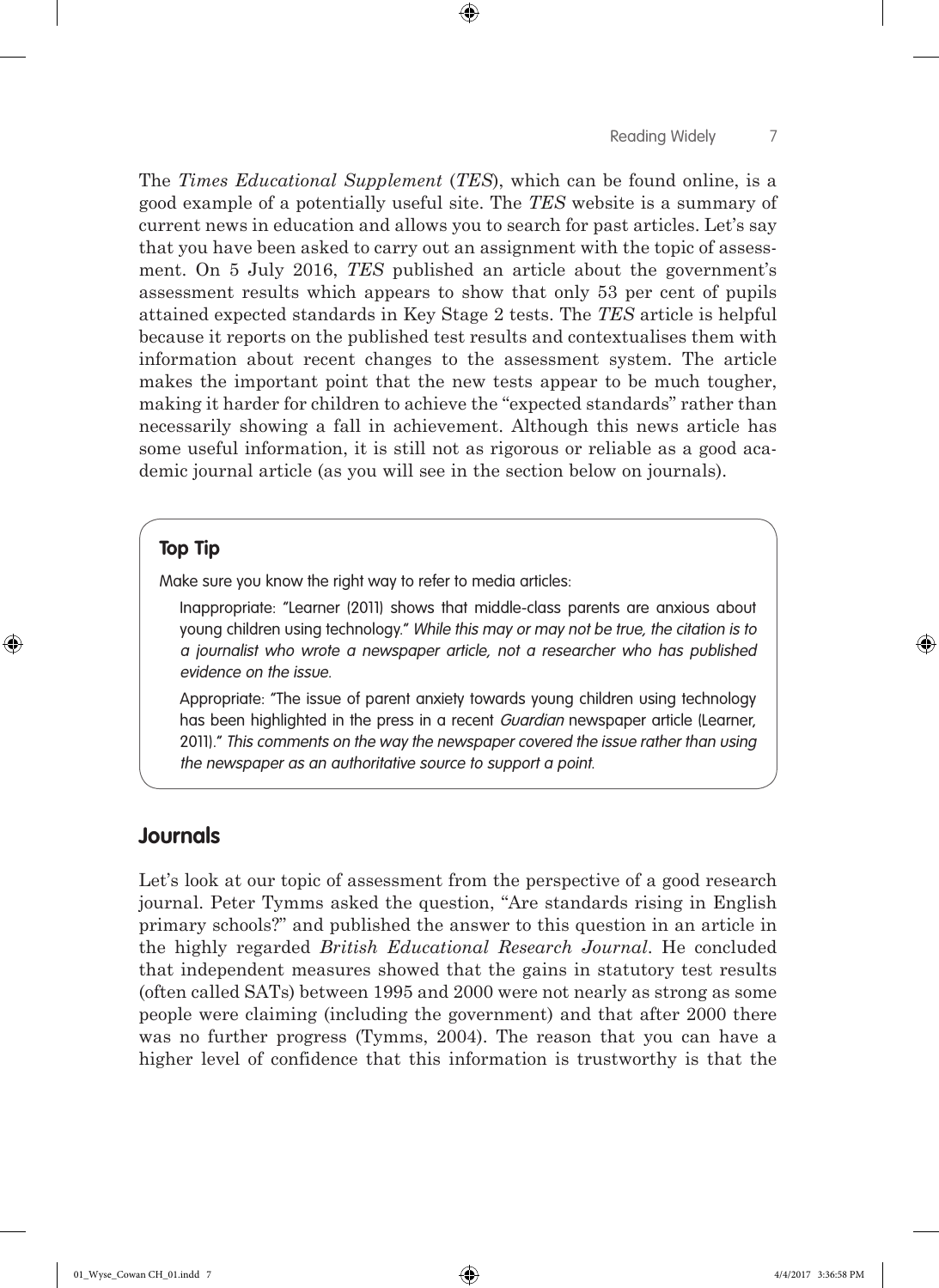The *Times Educational Supplement* (*TES*), which can be found online, is a good example of a potentially useful site. The *TES* website is a summary of current news in education and allows you to search for past articles. Let's say that you have been asked to carry out an assignment with the topic of assessment. On 5 July 2016, *TES* published an article about the government's assessment results which appears to show that only 53 per cent of pupils attained expected standards in Key Stage 2 tests. The *TES* article is helpful because it reports on the published test results and contextualises them with information about recent changes to the assessment system. The article makes the important point that the new tests appear to be much tougher, making it harder for children to achieve the "expected standards" rather than necessarily showing a fall in achievement. Although this news article has some useful information, it is still not as rigorous or reliable as a good academic journal article (as you will see in the section below on journals).

> **Top Tip**
>
> Make sure you know the right way to refer to media articles:
>
> Inappropriate: "Learner (2011) shows that middle-class parents are anxious about young children using technology." *While this may or may not be true, the citation is to a journalist who wrote a newspaper article, not a researcher who has published evidence on the issue.*
>
> Appropriate: "The issue of parent anxiety towards young children using technology has been highlighted in the press in a recent *Guardian* newspaper article (Learner, 2011)." *This comments on the way the newspaper covered the issue rather than using the newspaper as an authoritative source to support a point.*

## Journals

Let's look at our topic of assessment from the perspective of a good research journal. Peter Tymms asked the question, "Are standards rising in English primary schools?" and published the answer to this question in an article in the highly regarded *British Educational Research Journal*. He concluded that independent measures showed that the gains in statutory test results (often called SATs) between 1995 and 2000 were not nearly as strong as some people were claiming (including the government) and that after 2000 there was no further progress (Tymms, 2004). The reason that you can have a higher level of confidence that this information is trustworthy is that the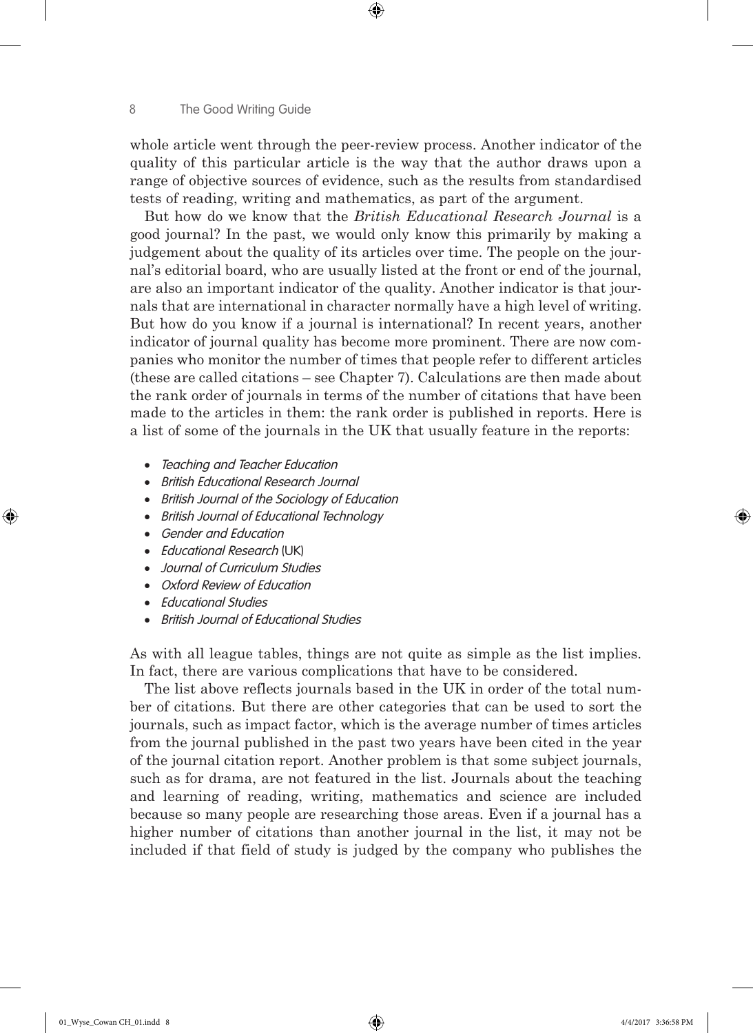whole article went through the peer-review process. Another indicator of the quality of this particular article is the way that the author draws upon a range of objective sources of evidence, such as the results from standardised tests of reading, writing and mathematics, as part of the argument.

But how do we know that the *British Educational Research Journal* is a good journal? In the past, we would only know this primarily by making a judgement about the quality of its articles over time. The people on the journal's editorial board, who are usually listed at the front or end of the journal, are also an important indicator of the quality. Another indicator is that journals that are international in character normally have a high level of writing. But how do you know if a journal is international? In recent years, another indicator of journal quality has become more prominent. There are now companies who monitor the number of times that people refer to different articles (these are called citations – see Chapter 7). Calculations are then made about the rank order of journals in terms of the number of citations that have been made to the articles in them: the rank order is published in reports. Here is a list of some of the journals in the UK that usually feature in the reports:

- *Teaching and Teacher Education*
- *British Educational Research Journal*
- *British Journal of the Sociology of Education*
- *British Journal of Educational Technology*
- *Gender and Education*
- *Educational Research* (UK)
- *Journal of Curriculum Studies*
- *Oxford Review of Education*
- *Educational Studies*
- *British Journal of Educational Studies*

As with all league tables, things are not quite as simple as the list implies. In fact, there are various complications that have to be considered.

The list above reflects journals based in the UK in order of the total number of citations. But there are other categories that can be used to sort the journals, such as impact factor, which is the average number of times articles from the journal published in the past two years have been cited in the year of the journal citation report. Another problem is that some subject journals, such as for drama, are not featured in the list. Journals about the teaching and learning of reading, writing, mathematics and science are included because so many people are researching those areas. Even if a journal has a higher number of citations than another journal in the list, it may not be included if that field of study is judged by the company who publishes the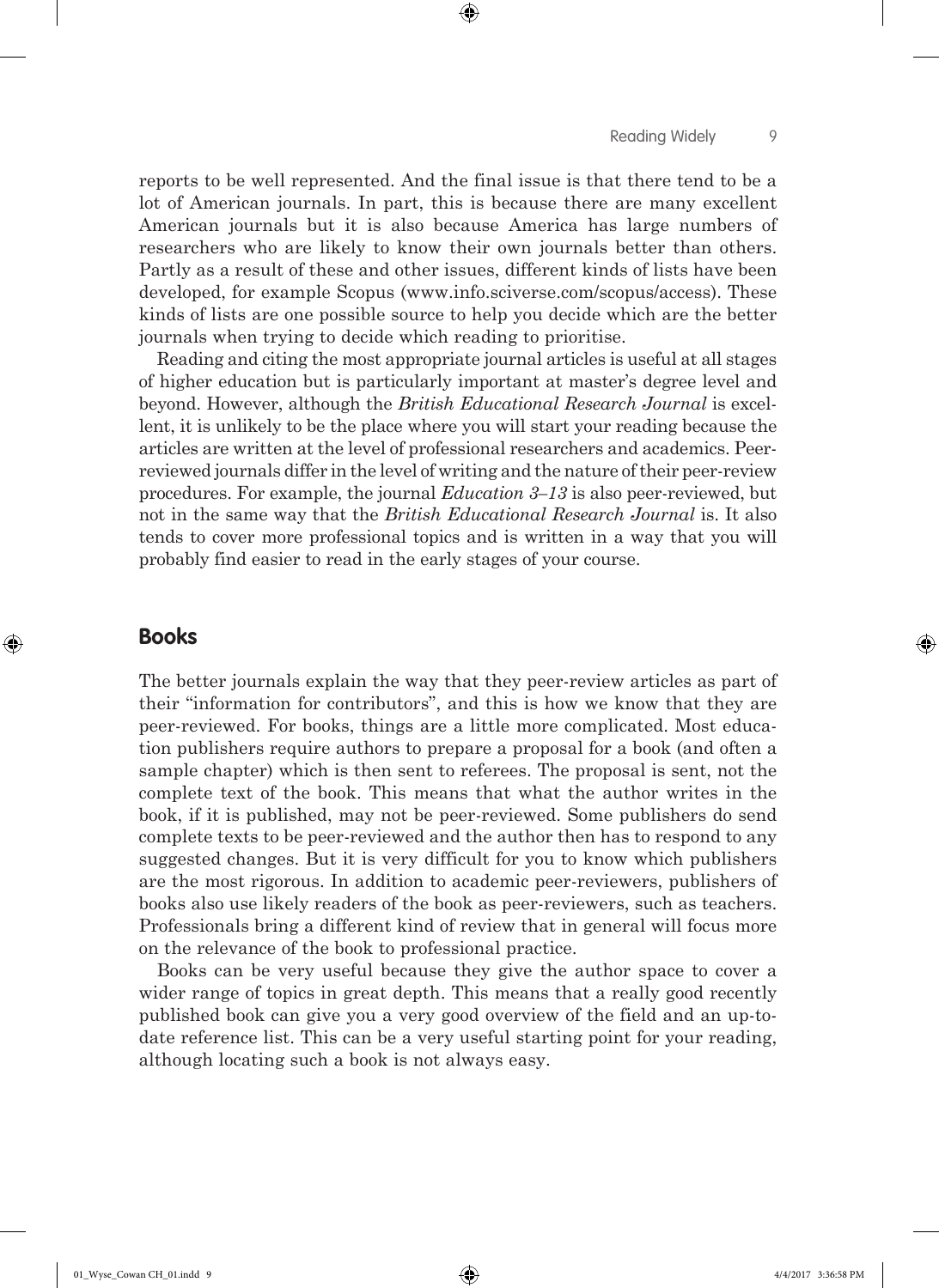reports to be well represented. And the final issue is that there tend to be a lot of American journals. In part, this is because there are many excellent American journals but it is also because America has large numbers of researchers who are likely to know their own journals better than others. Partly as a result of these and other issues, different kinds of lists have been developed, for example Scopus (www.info.sciverse.com/scopus/access). These kinds of lists are one possible source to help you decide which are the better journals when trying to decide which reading to prioritise.

Reading and citing the most appropriate journal articles is useful at all stages of higher education but is particularly important at master's degree level and beyond. However, although the *British Educational Research Journal* is excellent, it is unlikely to be the place where you will start your reading because the articles are written at the level of professional researchers and academics. Peer-reviewed journals differ in the level of writing and the nature of their peer-review procedures. For example, the journal *Education 3–13* is also peer-reviewed, but not in the same way that the *British Educational Research Journal* is. It also tends to cover more professional topics and is written in a way that you will probably find easier to read in the early stages of your course.

## Books

The better journals explain the way that they peer-review articles as part of their "information for contributors", and this is how we know that they are peer-reviewed. For books, things are a little more complicated. Most education publishers require authors to prepare a proposal for a book (and often a sample chapter) which is then sent to referees. The proposal is sent, not the complete text of the book. This means that what the author writes in the book, if it is published, may not be peer-reviewed. Some publishers do send complete texts to be peer-reviewed and the author then has to respond to any suggested changes. But it is very difficult for you to know which publishers are the most rigorous. In addition to academic peer-reviewers, publishers of books also use likely readers of the book as peer-reviewers, such as teachers. Professionals bring a different kind of review that in general will focus more on the relevance of the book to professional practice.

Books can be very useful because they give the author space to cover a wider range of topics in great depth. This means that a really good recently published book can give you a very good overview of the field and an up-to-date reference list. This can be a very useful starting point for your reading, although locating such a book is not always easy.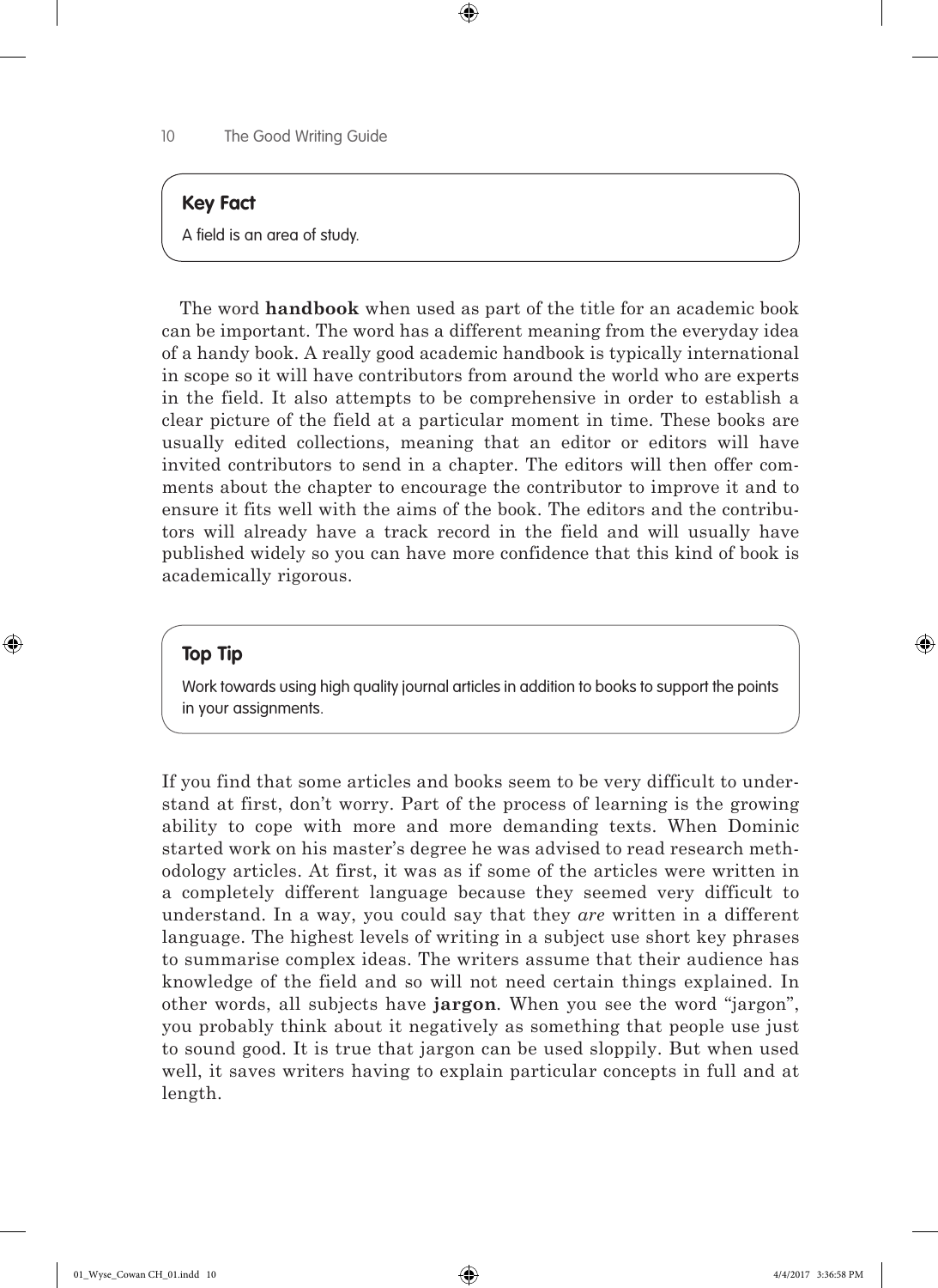**Key Fact**

A field is an area of study.

The word **handbook** when used as part of the title for an academic book can be important. The word has a different meaning from the everyday idea of a handy book. A really good academic handbook is typically international in scope so it will have contributors from around the world who are experts in the field. It also attempts to be comprehensive in order to establish a clear picture of the field at a particular moment in time. These books are usually edited collections, meaning that an editor or editors will have invited contributors to send in a chapter. The editors will then offer comments about the chapter to encourage the contributor to improve it and to ensure it fits well with the aims of the book. The editors and the contributors will already have a track record in the field and will usually have published widely so you can have more confidence that this kind of book is academically rigorous.

**Top Tip**

Work towards using high quality journal articles in addition to books to support the points in your assignments.

If you find that some articles and books seem to be very difficult to understand at first, don't worry. Part of the process of learning is the growing ability to cope with more and more demanding texts. When Dominic started work on his master's degree he was advised to read research methodology articles. At first, it was as if some of the articles were written in a completely different language because they seemed very difficult to understand. In a way, you could say that they *are* written in a different language. The highest levels of writing in a subject use short key phrases to summarise complex ideas. The writers assume that their audience has knowledge of the field and so will not need certain things explained. In other words, all subjects have **jargon**. When you see the word "jargon", you probably think about it negatively as something that people use just to sound good. It is true that jargon can be used sloppily. But when used well, it saves writers having to explain particular concepts in full and at length.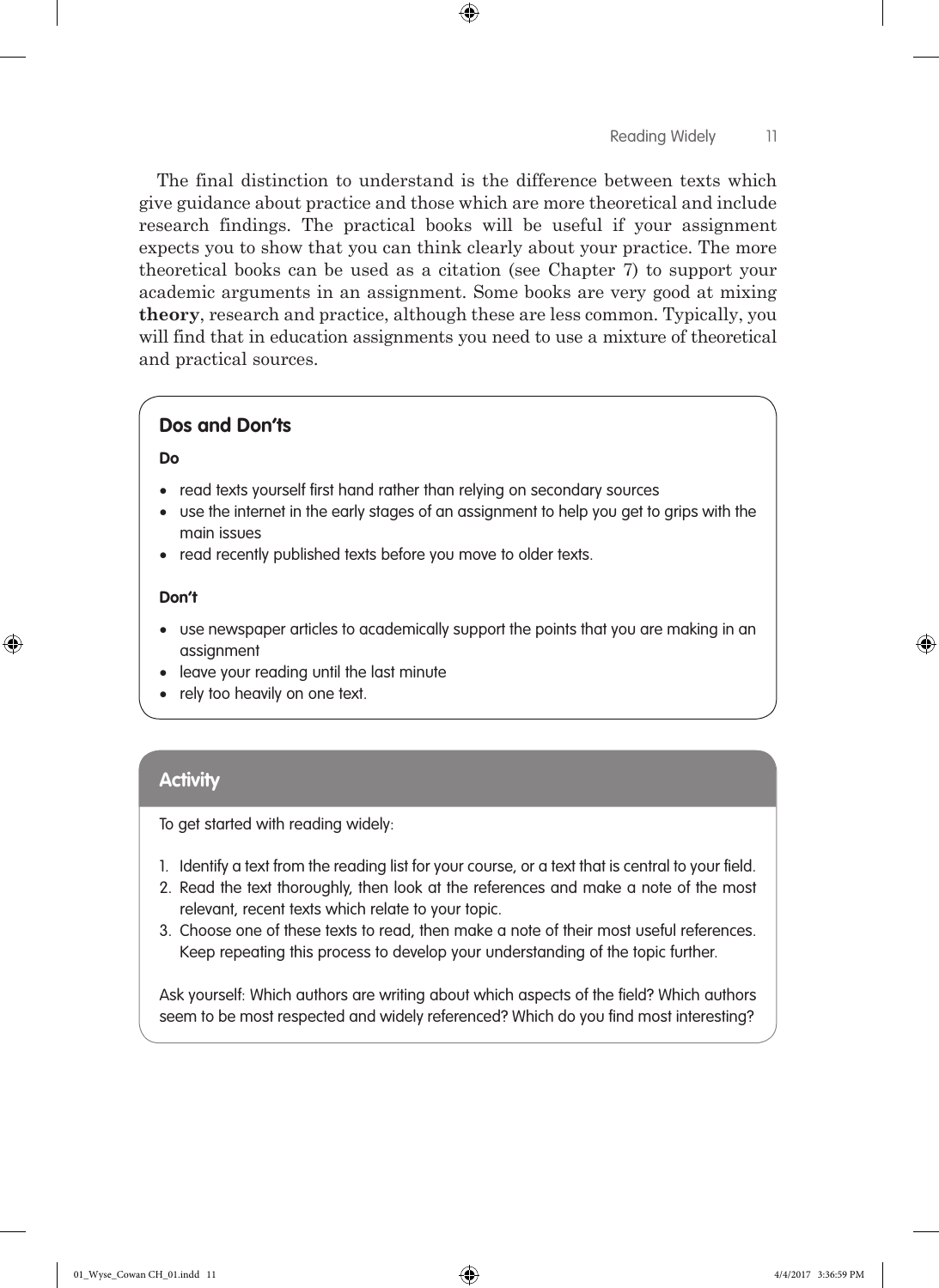The final distinction to understand is the difference between texts which give guidance about practice and those which are more theoretical and include research findings. The practical books will be useful if your assignment expects you to show that you can think clearly about your practice. The more theoretical books can be used as a citation (see Chapter 7) to support your academic arguments in an assignment. Some books are very good at mixing **theory**, research and practice, although these are less common. Typically, you will find that in education assignments you need to use a mixture of theoretical and practical sources.

### Dos and Don'ts

**Do**

- read texts yourself first hand rather than relying on secondary sources
- use the internet in the early stages of an assignment to help you get to grips with the main issues
- read recently published texts before you move to older texts.

**Don't**

- use newspaper articles to academically support the points that you are making in an assignment
- leave your reading until the last minute
- rely too heavily on one text.

### Activity

To get started with reading widely:

1. Identify a text from the reading list for your course, or a text that is central to your field.
2. Read the text thoroughly, then look at the references and make a note of the most relevant, recent texts which relate to your topic.
3. Choose one of these texts to read, then make a note of their most useful references. Keep repeating this process to develop your understanding of the topic further.

Ask yourself: Which authors are writing about which aspects of the field? Which authors seem to be most respected and widely referenced? Which do you find most interesting?